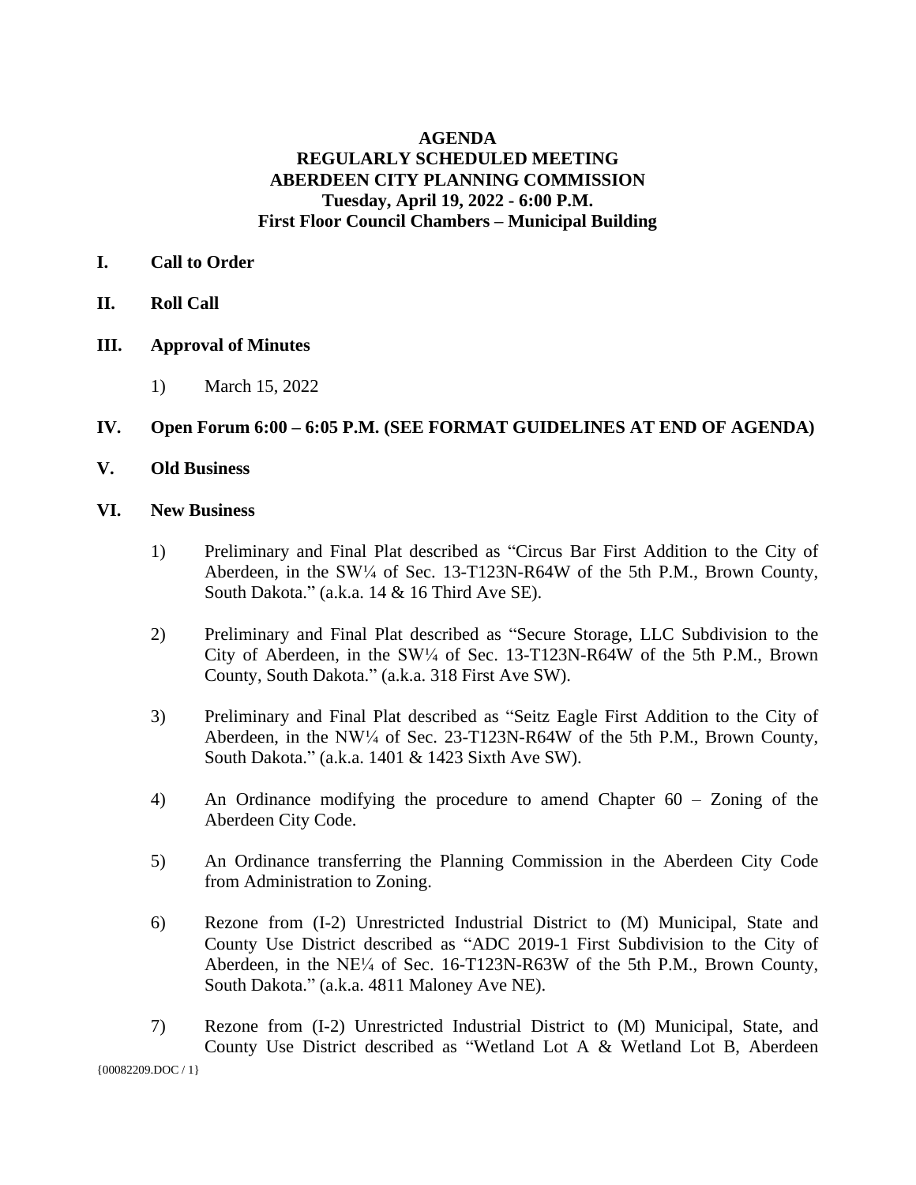**AGENDA**
**REGULARLY SCHEDULED MEETING**
**ABERDEEN CITY PLANNING COMMISSION**
**Tuesday, April 19, 2022 - 6:00 P.M.**
**First Floor Council Chambers – Municipal Building**

**I. Call to Order**

**II. Roll Call**

**III. Approval of Minutes**

1) March 15, 2022

**IV. Open Forum 6:00 – 6:05 P.M. (SEE FORMAT GUIDELINES AT END OF AGENDA)**

**V. Old Business**

**VI. New Business**

1) Preliminary and Final Plat described as “Circus Bar First Addition to the City of Aberdeen, in the SW¼ of Sec. 13-T123N-R64W of the 5th P.M., Brown County, South Dakota.” (a.k.a. 14 & 16 Third Ave SE).

2) Preliminary and Final Plat described as “Secure Storage, LLC Subdivision to the City of Aberdeen, in the SW¼ of Sec. 13-T123N-R64W of the 5th P.M., Brown County, South Dakota.” (a.k.a. 318 First Ave SW).

3) Preliminary and Final Plat described as “Seitz Eagle First Addition to the City of Aberdeen, in the NW¼ of Sec. 23-T123N-R64W of the 5th P.M., Brown County, South Dakota.” (a.k.a. 1401 & 1423 Sixth Ave SW).

4) An Ordinance modifying the procedure to amend Chapter 60 – Zoning of the Aberdeen City Code.

5) An Ordinance transferring the Planning Commission in the Aberdeen City Code from Administration to Zoning.

6) Rezone from (I-2) Unrestricted Industrial District to (M) Municipal, State and County Use District described as “ADC 2019-1 First Subdivision to the City of Aberdeen, in the NE¼ of Sec. 16-T123N-R63W of the 5th P.M., Brown County, South Dakota.” (a.k.a. 4811 Maloney Ave NE).

7) Rezone from (I-2) Unrestricted Industrial District to (M) Municipal, State, and County Use District described as “Wetland Lot A & Wetland Lot B, Aberdeen

{00082209.DOC / 1}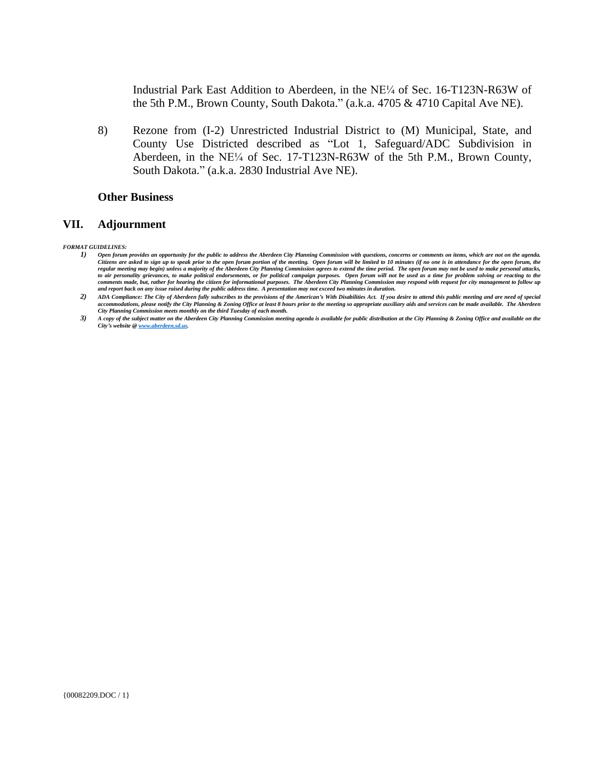Industrial Park East Addition to Aberdeen, in the NE¼ of Sec. 16-T123N-R63W of the 5th P.M., Brown County, South Dakota." (a.k.a. 4705 & 4710 Capital Ave NE).

8) Rezone from (I-2) Unrestricted Industrial District to (M) Municipal, State, and County Use Districted described as "Lot 1, Safeguard/ADC Subdivision in Aberdeen, in the NE¼ of Sec. 17-T123N-R63W of the 5th P.M., Brown County, South Dakota." (a.k.a. 2830 Industrial Ave NE).

**Other Business**

## VII. Adjournment

***FORMAT GUIDELINES:***

1) ***Open forum provides an opportunity for the public to address the Aberdeen City Planning Commission with questions, concerns or comments on items, which are not on the agenda. Citizens are asked to sign up to speak prior to the open forum portion of the meeting. Open forum will be limited to 10 minutes (if no one is in attendance for the open forum, the regular meeting may begin) unless a majority of the Aberdeen City Planning Commission agrees to extend the time period. The open forum may not be used to make personal attacks, to air personality grievances, to make political endorsements, or for political campaign purposes. Open forum will not be used as a time for problem solving or reacting to the comments made, but, rather for hearing the citizen for informational purposes. The Aberdeen City Planning Commission may respond with request for city management to follow up and report back on any issue raised during the public address time. A presentation may not exceed two minutes in duration.***
2) ***ADA Compliance: The City of Aberdeen fully subscribes to the provisions of the American's With Disabilities Act. If you desire to attend this public meeting and are need of special accommodations, please notify the City Planning & Zoning Office at least 8 hours prior to the meeting so appropriate auxiliary aids and services can be made available. The Aberdeen City Planning Commission meets monthly on the third Tuesday of each month.***
3) ***A copy of the subject matter on the Aberdeen City Planning Commission meeting agenda is available for public distribution at the City Planning & Zoning Office and available on the City's website @ www.aberdeen.sd.us.***

{00082209.DOC / 1}